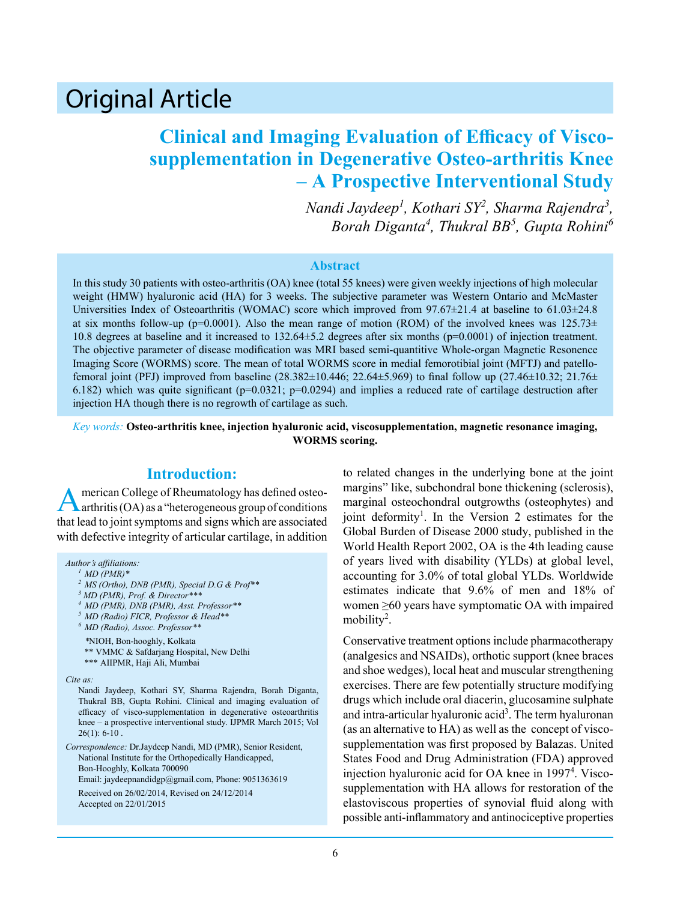# Original Article

## Clinical and Imaging Evaluation of Efficacy of Visco-supplementation in Degenerative Osteo-arthritis Knee – A Prospective Interventional Study

*Nandi Jaydeep[1], Kothari SY[2], Sharma Rajendra[3], Borah Diganta[4], Thukral BB[5], Gupta Rohini[6]*

### Abstract

In this study 30 patients with osteo-arthritis (OA) knee (total 55 knees) were given weekly injections of high molecular weight (HMW) hyaluronic acid (HA) for 3 weeks. The subjective parameter was Western Ontario and McMaster Universities Index of Osteoarthritis (WOMAC) score which improved from 97.67±21.4 at baseline to 61.03±24.8 at six months follow-up (p=0.0001). Also the mean range of motion (ROM) of the involved knees was 125.73± 10.8 degrees at baseline and it increased to 132.64±5.2 degrees after six months (p=0.0001) of injection treatment. The objective parameter of disease modification was MRI based semi-quantitive Whole-organ Magnetic Resonence Imaging Score (WORMS) score. The mean of total WORMS score in medial femorotibial joint (MFTJ) and patello-femoral joint (PFJ) improved from baseline (28.382±10.446; 22.64±5.969) to final follow up (27.46±10.32; 21.76± 6.182) which was quite significant (p=0.0321; p=0.0294) and implies a reduced rate of cartilage destruction after injection HA though there is no regrowth of cartilage as such.

*Key words:* **Osteo-arthritis knee, injection hyaluronic acid, viscosupplementation, magnetic resonance imaging, WORMS scoring.**

## Introduction:

American College of Rheumatology has defined osteo-arthritis (OA) as a "heterogeneous group of conditions that lead to joint symptoms and signs which are associated with defective integrity of articular cartilage, in addition to related changes in the underlying bone at the joint margins" like, subchondral bone thickening (sclerosis), marginal osteochondral outgrowths (osteophytes) and joint deformity[1]. In the Version 2 estimates for the Global Burden of Disease 2000 study, published in the World Health Report 2002, OA is the 4th leading cause of years lived with disability (YLDs) at global level, accounting for 3.0% of total global YLDs. Worldwide estimates indicate that 9.6% of men and 18% of women ≥60 years have symptomatic OA with impaired mobility[2].

Conservative treatment options include pharmacotherapy (analgesics and NSAIDs), orthotic support (knee braces and shoe wedges), local heat and muscular strengthening exercises. There are few potentially structure modifying drugs which include oral diacerin, glucosamine sulphate and intra-articular hyaluronic acid[3]. The term hyaluronan (as an alternative to HA) as well as the concept of visco-supplementation was first proposed by Balazas. United States Food and Drug Administration (FDA) approved injection hyaluronic acid for OA knee in 1997[4]. Visco-supplementation with HA allows for restoration of the elastoviscous properties of synovial fluid along with possible anti-inflammatory and antinociceptive properties

*Author's affiliations:*

[1] MD (PMR)*
[2] MS (Ortho), DNB (PMR), Special D.G & Prof**
[3] MD (PMR), Prof. & Director***
[4] MD (PMR), DNB (PMR), Asst. Professor**
[5] MD (Radio) FICR, Professor & Head**
[6] MD (Radio), Assoc. Professor**

*NIOH, Bon-hooghly, Kolkata
** VMMC & Safdarjang Hospital, New Delhi
*** AIIPMR, Haji Ali, Mumbai

*Cite as:*

Nandi Jaydeep, Kothari SY, Sharma Rajendra, Borah Diganta, Thukral BB, Gupta Rohini. Clinical and imaging evaluation of efficacy of visco-supplementation in degenerative osteoarthritis knee – a prospective interventional study. IJPMR March 2015; Vol 26(1): 6-10 .

*Correspondence:* Dr.Jaydeep Nandi, MD (PMR), Senior Resident, National Institute for the Orthopedically Handicapped, Bon-Hooghly, Kolkata 700090
Email: jaydeepnandidgp@gmail.com, Phone: 9051363619

Received on 26/02/2014, Revised on 24/12/2014
Accepted on 22/01/2015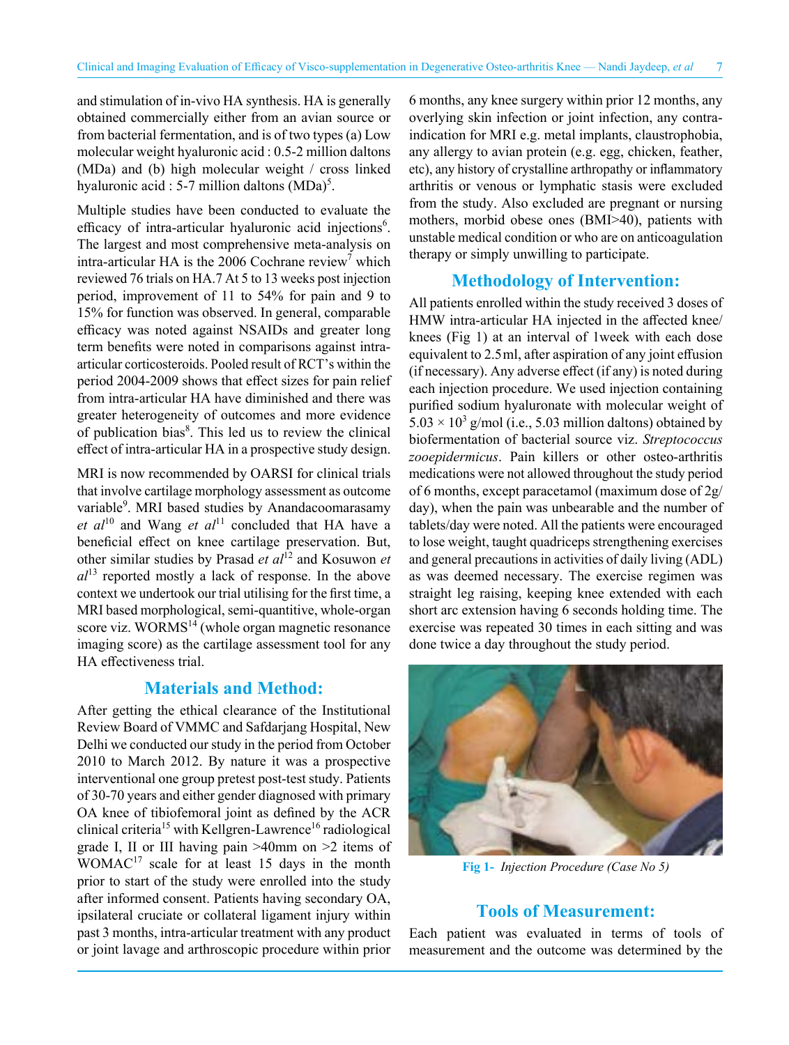and stimulation of in-vivo HA synthesis. HA is generally obtained commercially either from an avian source or from bacterial fermentation, and is of two types (a) Low molecular weight hyaluronic acid : 0.5-2 million daltons (MDa) and (b) high molecular weight / cross linked hyaluronic acid : 5-7 million daltons (MDa)[5].

Multiple studies have been conducted to evaluate the efficacy of intra-articular hyaluronic acid injections[6]. The largest and most comprehensive meta-analysis on intra-articular HA is the 2006 Cochrane review[7] which reviewed 76 trials on HA.7 At 5 to 13 weeks post injection period, improvement of 11 to 54% for pain and 9 to 15% for function was observed. In general, comparable efficacy was noted against NSAIDs and greater long term benefits were noted in comparisons against intra-articular corticosteroids. Pooled result of RCT's within the period 2004-2009 shows that effect sizes for pain relief from intra-articular HA have diminished and there was greater heterogeneity of outcomes and more evidence of publication bias[8]. This led us to review the clinical effect of intra-articular HA in a prospective study design.

MRI is now recommended by OARSI for clinical trials that involve cartilage morphology assessment as outcome variable[9]. MRI based studies by Anandacoomarasamy *et al*[10] and Wang *et al*[11] concluded that HA have a beneficial effect on knee cartilage preservation. But, other similar studies by Prasad *et al*[12] and Kosuwon *et al*[13] reported mostly a lack of response. In the above context we undertook our trial utilising for the first time, a MRI based morphological, semi-quantitive, whole-organ score viz. WORMS[14] (whole organ magnetic resonance imaging score) as the cartilage assessment tool for any HA effectiveness trial.

## Materials and Method:

After getting the ethical clearance of the Institutional Review Board of VMMC and Safdarjang Hospital, New Delhi we conducted our study in the period from October 2010 to March 2012. By nature it was a prospective interventional one group pretest post-test study. Patients of 30-70 years and either gender diagnosed with primary OA knee of tibiofemoral joint as defined by the ACR clinical criteria[15] with Kellgren-Lawrence[16] radiological grade I, II or III having pain >40mm on >2 items of WOMAC[17] scale for at least 15 days in the month prior to start of the study were enrolled into the study after informed consent. Patients having secondary OA, ipsilateral cruciate or collateral ligament injury within past 3 months, intra-articular treatment with any product or joint lavage and arthroscopic procedure within prior 6 months, any knee surgery within prior 12 months, any overlying skin infection or joint infection, any contra-indication for MRI e.g. metal implants, claustrophobia, any allergy to avian protein (e.g. egg, chicken, feather, etc), any history of crystalline arthropathy or inflammatory arthritis or venous or lymphatic stasis were excluded from the study. Also excluded are pregnant or nursing mothers, morbid obese ones (BMI>40), patients with unstable medical condition or who are on anticoagulation therapy or simply unwilling to participate.

## Methodology of Intervention:

All patients enrolled within the study received 3 doses of HMW intra-articular HA injected in the affected knee/knees (Fig 1) at an interval of 1week with each dose equivalent to 2.5ml, after aspiration of any joint effusion (if necessary). Any adverse effect (if any) is noted during each injection procedure. We used injection containing purified sodium hyaluronate with molecular weight of $5.03 \times 10^3$ g/mol (i.e., 5.03 million daltons) obtained by biofermentation of bacterial source viz. *Streptococcus zooepidermicus*. Pain killers or other osteo-arthritis medications were not allowed throughout the study period of 6 months, except paracetamol (maximum dose of 2g/day), when the pain was unbearable and the number of tablets/day were noted. All the patients were encouraged to lose weight, taught quadriceps strengthening exercises and general precautions in activities of daily living (ADL) as was deemed necessary. The exercise regimen was straight leg raising, keeping knee extended with each short arc extension having 6 seconds holding time. The exercise was repeated 30 times in each sitting and was done twice a day throughout the study period.

**Fig 1-** *Injection Procedure (Case No 5)*

## Tools of Measurement:

Each patient was evaluated in terms of tools of measurement and the outcome was determined by the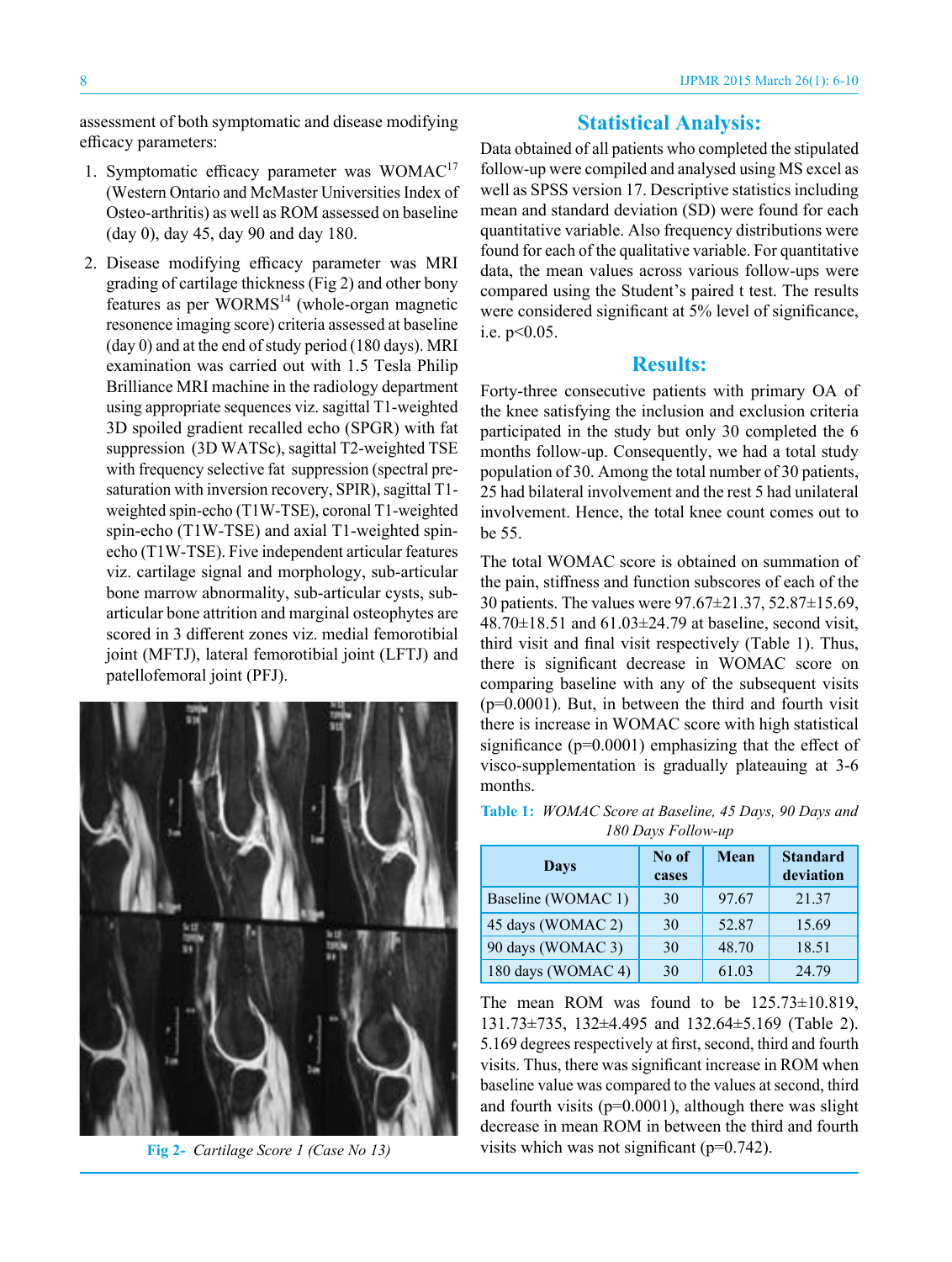assessment of both symptomatic and disease modifying efficacy parameters:

1. Symptomatic efficacy parameter was WOMAC[17] (Western Ontario and McMaster Universities Index of Osteo-arthritis) as well as ROM assessed on baseline (day 0), day 45, day 90 and day 180.
2. Disease modifying efficacy parameter was MRI grading of cartilage thickness (Fig 2) and other bony features as per WORMS[14] (whole-organ magnetic resonence imaging score) criteria assessed at baseline (day 0) and at the end of study period (180 days). MRI examination was carried out with 1.5 Tesla Philip Brilliance MRI machine in the radiology department using appropriate sequences viz. sagittal T1-weighted 3D spoiled gradient recalled echo (SPGR) with fat suppression (3D WATSc), sagittal T2-weighted TSE with frequency selective fat suppression (spectral pre-saturation with inversion recovery, SPIR), sagittal T1-weighted spin-echo (T1W-TSE), coronal T1-weighted spin-echo (T1W-TSE) and axial T1-weighted spin-echo (T1W-TSE). Five independent articular features viz. cartilage signal and morphology, sub-articular bone marrow abnormality, sub-articular cysts, sub-articular bone attrition and marginal osteophytes are scored in 3 different zones viz. medial femorotibial joint (MFTJ), lateral femorotibial joint (LFTJ) and patellofemoral joint (PFJ).

**Fig 2-** *Cartilage Score 1 (Case No 13)*

## Statistical Analysis:

Data obtained of all patients who completed the stipulated follow-up were compiled and analysed using MS excel as well as SPSS version 17. Descriptive statistics including mean and standard deviation (SD) were found for each quantitative variable. Also frequency distributions were found for each of the qualitative variable. For quantitative data, the mean values across various follow-ups were compared using the Student's paired t test. The results were considered significant at 5% level of significance, i.e. $p<0.05$.

## Results:

Forty-three consecutive patients with primary OA of the knee satisfying the inclusion and exclusion criteria participated in the study but only 30 completed the 6 months follow-up. Consequently, we had a total study population of 30. Among the total number of 30 patients, 25 had bilateral involvement and the rest 5 had unilateral involvement. Hence, the total knee count comes out to be 55.

The total WOMAC score is obtained on summation of the pain, stiffness and function subscores of each of the 30 patients. The values were 97.67±21.37, 52.87±15.69, 48.70±18.51 and 61.03±24.79 at baseline, second visit, third visit and final visit respectively (Table 1). Thus, there is significant decrease in WOMAC score on comparing baseline with any of the subsequent visits ($p=0.0001$). But, in between the third and fourth visit there is increase in WOMAC score with high statistical significance ($p=0.0001$) emphasizing that the effect of visco-supplementation is gradually plateauing at 3-6 months.

**Table 1:** *WOMAC Score at Baseline, 45 Days, 90 Days and 180 Days Follow-up*

| Days | No of cases | Mean | Standard deviation |
|---|---|---|---|
| Baseline (WOMAC 1) | 30 | 97.67 | 21.37 |
| 45 days (WOMAC 2) | 30 | 52.87 | 15.69 |
| 90 days (WOMAC 3) | 30 | 48.70 | 18.51 |
| 180 days (WOMAC 4) | 30 | 61.03 | 24.79 |

The mean ROM was found to be 125.73±10.819, 131.73±735, 132±4.495 and 132.64±5.169 (Table 2). 5.169 degrees respectively at first, second, third and fourth visits. Thus, there was significant increase in ROM when baseline value was compared to the values at second, third and fourth visits ($p=0.0001$), although there was slight decrease in mean ROM in between the third and fourth visits which was not significant ($p=0.742$).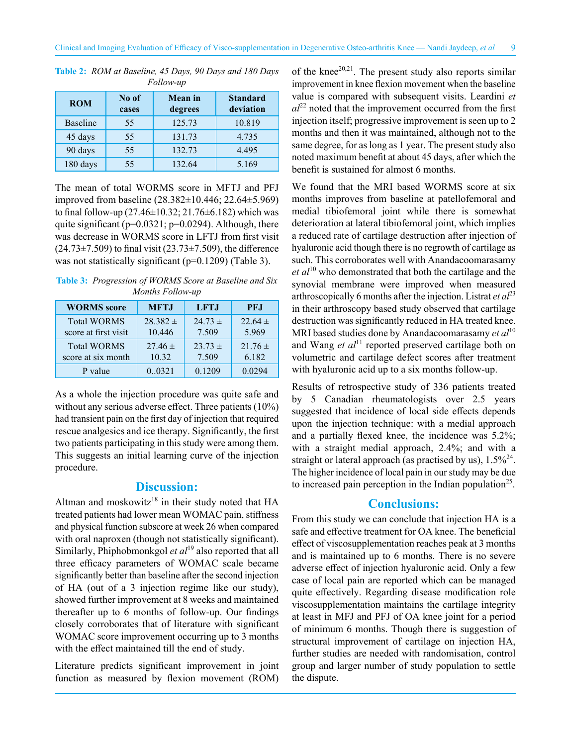**Table 2:** *ROM at Baseline, 45 Days, 90 Days and 180 Days Follow-up*

| ROM | No of cases | Mean in degrees | Standard deviation |
|---|---|---|---|
| Baseline | 55 | 125.73 | 10.819 |
| 45 days | 55 | 131.73 | 4.735 |
| 90 days | 55 | 132.73 | 4.495 |
| 180 days | 55 | 132.64 | 5.169 |

The mean of total WORMS score in MFTJ and PFJ improved from baseline (28.382±10.446; 22.64±5.969) to final follow-up (27.46±10.32; 21.76±6.182) which was quite significant (p=0.0321; p=0.0294). Although, there was decrease in WORMS score in LFTJ from first visit (24.73±7.509) to final visit (23.73±7.509), the difference was not statistically significant (p=0.1209) (Table 3).

**Table 3:** *Progression of WORMS Score at Baseline and Six Months Follow-up*

| WORMS score | MFTJ | LFTJ | PFJ |
|---|---|---|---|
| Total WORMS score at first visit | 28.382 ± 10.446 | 24.73 ± 7.509 | 22.64 ± 5.969 |
| Total WORMS score at six month | 27.46 ± 10.32 | 23.73 ± 7.509 | 21.76 ± 6.182 |
| P value | 0..0321 | 0.1209 | 0.0294 |

As a whole the injection procedure was quite safe and without any serious adverse effect. Three patients (10%) had transient pain on the first day of injection that required rescue analgesics and ice therapy. Significantly, the first two patients participating in this study were among them. This suggests an initial learning curve of the injection procedure.

## Discussion:

Altman and moskowitz[18] in their study noted that HA treated patients had lower mean WOMAC pain, stiffness and physical function subscore at week 26 when compared with oral naproxen (though not statistically significant). Similarly, Phiphobmonkgol *et al*[19] also reported that all three efficacy parameters of WOMAC scale became significantly better than baseline after the second injection of HA (out of a 3 injection regime like our study), showed further improvement at 8 weeks and maintained thereafter up to 6 months of follow-up. Our findings closely corroborates that of literature with significant WOMAC score improvement occurring up to 3 months with the effect maintained till the end of study.

Literature predicts significant improvement in joint function as measured by flexion movement (ROM) of the knee[20,21]. The present study also reports similar improvement in knee flexion movement when the baseline value is compared with subsequent visits. Leardini *et al*[22] noted that the improvement occurred from the first injection itself; progressive improvement is seen up to 2 months and then it was maintained, although not to the same degree, for as long as 1 year. The present study also noted maximum benefit at about 45 days, after which the benefit is sustained for almost 6 months.

We found that the MRI based WORMS score at six months improves from baseline at patellofemoral and medial tibiofemoral joint while there is somewhat deterioration at lateral tibiofemoral joint, which implies a reduced rate of cartilage destruction after injection of hyaluronic acid though there is no regrowth of cartilage as such. This corroborates well with Anandacoomarasamy *et al*[10] who demonstrated that both the cartilage and the synovial membrane were improved when measured arthroscopically 6 months after the injection. Listrat *et al*[23] in their arthroscopy based study observed that cartilage destruction was significantly reduced in HA treated knee. MRI based studies done by Anandacoomarasamy *et al*[10] and Wang *et al*[11] reported preserved cartilage both on volumetric and cartilage defect scores after treatment with hyaluronic acid up to a six months follow-up.

Results of retrospective study of 336 patients treated by 5 Canadian rheumatologists over 2.5 years suggested that incidence of local side effects depends upon the injection technique: with a medial approach and a partially flexed knee, the incidence was 5.2%; with a straight medial approach, 2.4%; and with a straight or lateral approach (as practised by us), 1.5%[24]. The higher incidence of local pain in our study may be due to increased pain perception in the Indian population[25].

## Conclusions:

From this study we can conclude that injection HA is a safe and effective treatment for OA knee. The beneficial effect of viscosupplementation reaches peak at 3 months and is maintained up to 6 months. There is no severe adverse effect of injection hyaluronic acid. Only a few case of local pain are reported which can be managed quite effectively. Regarding disease modification role viscosupplementation maintains the cartilage integrity at least in MFJ and PFJ of OA knee joint for a period of minimum 6 months. Though there is suggestion of structural improvement of cartilage on injection HA, further studies are needed with randomisation, control group and larger number of study population to settle the dispute.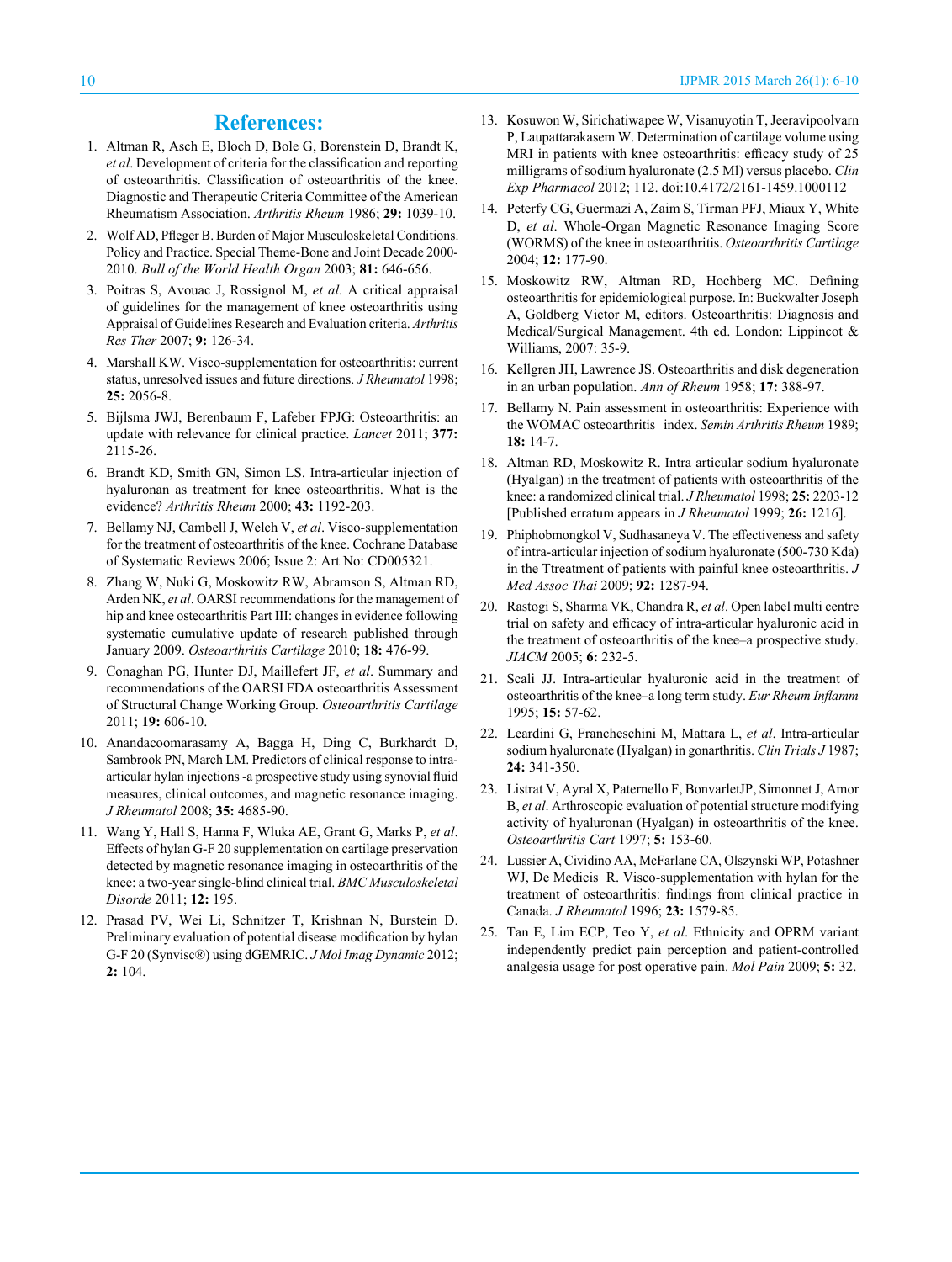## References:

1. Altman R, Asch E, Bloch D, Bole G, Borenstein D, Brandt K, *et al*. Development of criteria for the classification and reporting of osteoarthritis. Classification of osteoarthritis of the knee. Diagnostic and Therapeutic Criteria Committee of the American Rheumatism Association. *Arthritis Rheum* 1986; **29:** 1039-10.
2. Wolf AD, Pfleger B. Burden of Major Musculoskeletal Conditions. Policy and Practice. Special Theme-Bone and Joint Decade 2000-2010. *Bull of the World Health Organ* 2003; **81:** 646-656.
3. Poitras S, Avouac J, Rossignol M, *et al*. A critical appraisal of guidelines for the management of knee osteoarthritis using Appraisal of Guidelines Research and Evaluation criteria. *Arthritis Res Ther* 2007; **9:** 126-34.
4. Marshall KW. Visco-supplementation for osteoarthritis: current status, unresolved issues and future directions. *J Rheumatol* 1998; **25:** 2056-8.
5. Bijlsma JWJ, Berenbaum F, Lafeber FPJG: Osteoarthritis: an update with relevance for clinical practice. *Lancet* 2011; **377:** 2115-26.
6. Brandt KD, Smith GN, Simon LS. Intra-articular injection of hyaluronan as treatment for knee osteoarthritis. What is the evidence? *Arthritis Rheum* 2000; **43:** 1192-203.
7. Bellamy NJ, Cambell J, Welch V, *et al*. Visco-supplementation for the treatment of osteoarthritis of the knee. Cochrane Database of Systematic Reviews 2006; Issue 2: Art No: CD005321.
8. Zhang W, Nuki G, Moskowitz RW, Abramson S, Altman RD, Arden NK, *et al*. OARSI recommendations for the management of hip and knee osteoarthritis Part III: changes in evidence following systematic cumulative update of research published through January 2009. *Osteoarthritis Cartilage* 2010; **18:** 476-99.
9. Conaghan PG, Hunter DJ, Maillefert JF, *et al*. Summary and recommendations of the OARSI FDA osteoarthritis Assessment of Structural Change Working Group. *Osteoarthritis Cartilage* 2011; **19:** 606-10.
10. Anandacoomarasamy A, Bagga H, Ding C, Burkhardt D, Sambrook PN, March LM. Predictors of clinical response to intra-articular hylan injections -a prospective study using synovial fluid measures, clinical outcomes, and magnetic resonance imaging. *J Rheumatol* 2008; **35:** 4685-90.
11. Wang Y, Hall S, Hanna F, Wluka AE, Grant G, Marks P, *et al*. Effects of hylan G-F 20 supplementation on cartilage preservation detected by magnetic resonance imaging in osteoarthritis of the knee: a two-year single-blind clinical trial. *BMC Musculoskeletal Disorde* 2011; **12:** 195.
12. Prasad PV, Wei Li, Schnitzer T, Krishnan N, Burstein D. Preliminary evaluation of potential disease modification by hylan G-F 20 (Synvisc®) using dGEMRIC. *J Mol Imag Dynamic* 2012; **2:** 104.
13. Kosuwon W, Sirichatiwapee W, Visanuyotin T, Jeeravipoolvarn P, Laupattarakasem W. Determination of cartilage volume using MRI in patients with knee osteoarthritis: efficacy study of 25 milligrams of sodium hyaluronate (2.5 Ml) versus placebo. *Clin Exp Pharmacol* 2012; 112. doi:10.4172/2161-1459.1000112
14. Peterfy CG, Guermazi A, Zaim S, Tirman PFJ, Miaux Y, White D, *et al*. Whole-Organ Magnetic Resonance Imaging Score (WORMS) of the knee in osteoarthritis. *Osteoarthritis Cartilage* 2004; **12:** 177-90.
15. Moskowitz RW, Altman RD, Hochberg MC. Defining osteoarthritis for epidemiological purpose. In: Buckwalter Joseph A, Goldberg Victor M, editors. Osteoarthritis: Diagnosis and Medical/Surgical Management. 4th ed. London: Lippincot & Williams, 2007: 35-9.
16. Kellgren JH, Lawrence JS. Osteoarthritis and disk degeneration in an urban population. *Ann of Rheum* 1958; **17:** 388-97.
17. Bellamy N. Pain assessment in osteoarthritis: Experience with the WOMAC osteoarthritis index. *Semin Arthritis Rheum* 1989; **18:** 14-7.
18. Altman RD, Moskowitz R. Intra articular sodium hyaluronate (Hyalgan) in the treatment of patients with osteoarthritis of the knee: a randomized clinical trial. *J Rheumatol* 1998; **25:** 2203-12 [Published erratum appears in *J Rheumatol* 1999; **26:** 1216].
19. Phiphobmongkol V, Sudhasaneya V. The effectiveness and safety of intra-articular injection of sodium hyaluronate (500-730 Kda) in the Ttreatment of patients with painful knee osteoarthritis. *J Med Assoc Thai* 2009; **92:** 1287-94.
20. Rastogi S, Sharma VK, Chandra R, *et al*. Open label multi centre trial on safety and efficacy of intra-articular hyaluronic acid in the treatment of osteoarthritis of the knee–a prospective study. *JIACM* 2005; **6:** 232-5.
21. Scali JJ. Intra-articular hyaluronic acid in the treatment of osteoarthritis of the knee–a long term study. *Eur Rheum Inflamm* 1995; **15:** 57-62.
22. Leardini G, Francheschini M, Mattara L, *et al*. Intra-articular sodium hyaluronate (Hyalgan) in gonarthritis. *Clin Trials J* 1987; **24:** 341-350.
23. Listrat V, Ayral X, Paternello F, BonvarletJP, Simonnet J, Amor B, *et al*. Arthroscopic evaluation of potential structure modifying activity of hyaluronan (Hyalgan) in osteoarthritis of the knee. *Osteoarthritis Cart* 1997; **5:** 153-60.
24. Lussier A, Cividino AA, McFarlane CA, Olszynski WP, Potashner WJ, De Medicis R. Visco-supplementation with hylan for the treatment of osteoarthritis: findings from clinical practice in Canada. *J Rheumatol* 1996; **23:** 1579-85.
25. Tan E, Lim ECP, Teo Y, *et al*. Ethnicity and OPRM variant independently predict pain perception and patient-controlled analgesia usage for post operative pain. *Mol Pain* 2009; **5:** 32.